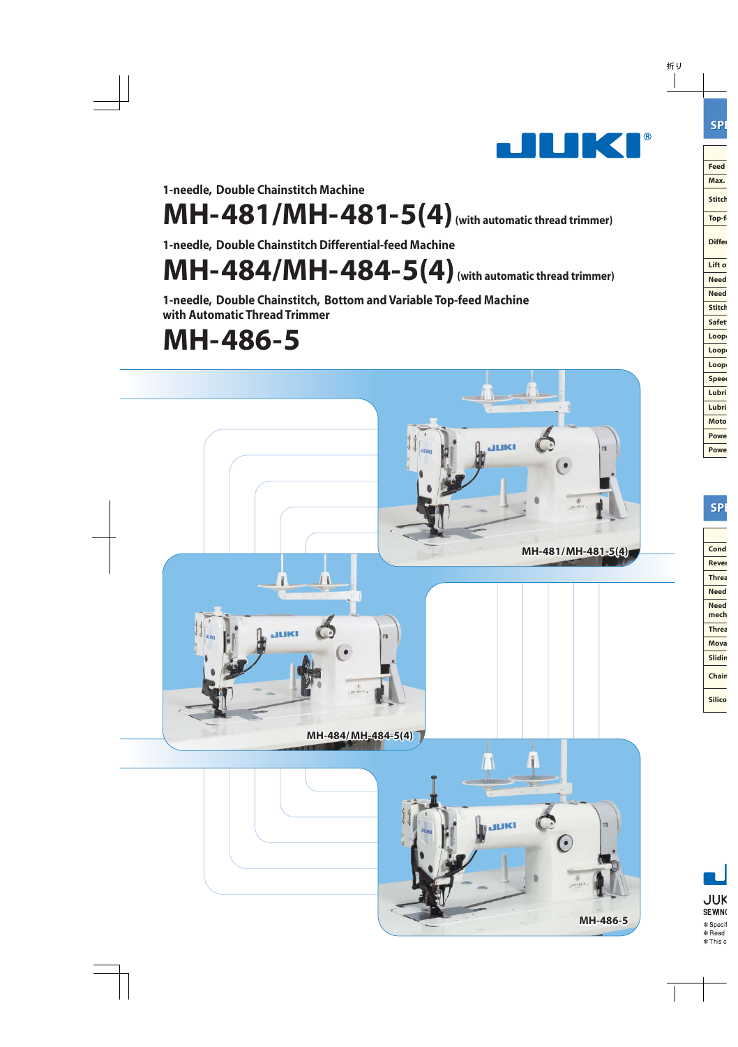1-needle, Double Chainstitch Machine

# MH-481/MH-481-5(4) (with automatic thread trimmer)

1-needle, Double Chainstitch Differential-feed Machine

# MH-484/MH-484-5(4) (with automatic thread trimmer)

1-needle, Double Chainstitch, Bottom and Variable Top-feed Machine with Automatic Thread Trimmer

# MH-486-5

MH-481/MH-481-5(4)

MH-484/MH-484-5(4)

MH-486-5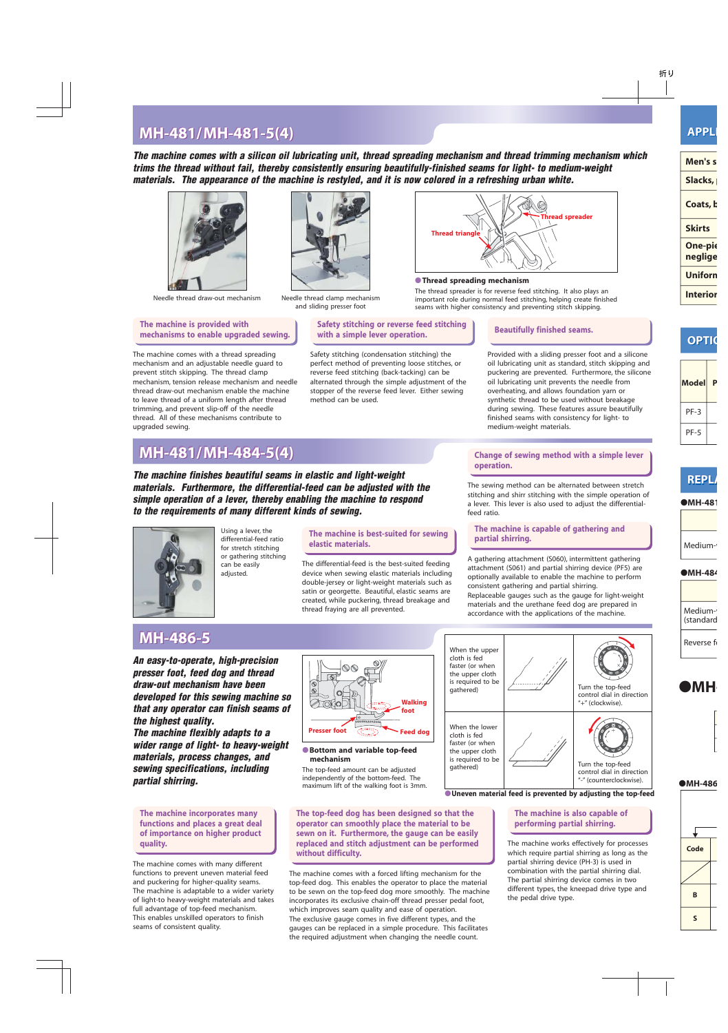## MH-481/MH-481-5(4)

***The machine comes with a silicon oil lubricating unit, thread spreading mechanism and thread trimming mechanism which trims the thread without fail, thereby consistently ensuring beautifully-finished seams for light- to medium-weight materials. The appearance of the machine is restyled, and it is now colored in a refreshing urban white.***

Needle thread draw-out mechanism

Needle thread clamp mechanism and sliding presser foot

Thread triangle

Thread spreader

**Thread spreading mechanism**

The thread spreader is for reverse feed stitching. It also plays an important role during normal feed stitching, helping create finished seams with higher consistency and preventing stitch skipping.

### The machine is provided with mechanisms to enable upgraded sewing.

The machine comes with a thread spreading mechanism and an adjustable needle guard to prevent stitch skipping. The thread clamp mechanism, tension release mechanism and needle thread draw-out mechanism enable the machine to leave thread of a uniform length after thread trimming, and prevent slip-off of the needle thread. All of these mechanisms contribute to upgraded sewing.

### Safety stitching or reverse feed stitching with a simple lever operation.

Safety stitching (condensation stitching) the perfect method of preventing loose stitches, or reverse feed stitching (back-tacking) can be alternated through the simple adjustment of the stopper of the reverse feed lever. Either sewing method can be used.

### Beautifully finished seams.

Provided with a sliding presser foot and a silicone oil lubricating unit as standard, stitch skipping and puckering are prevented. Furthermore, the silicone oil lubricating unit prevents the needle from overheating, and allows foundation yarn or synthetic thread to be used without breakage during sewing. These features assure beautifully finished seams with consistency for light- to medium-weight materials.

## MH-481/MH-484-5(4)

***The machine finishes beautiful seams in elastic and light-weight materials. Furthermore, the differential-feed can be adjusted with the simple operation of a lever, thereby enabling the machine to respond to the requirements of many different kinds of sewing.***

Using a lever, the differential-feed ratio for stretch stitching or gathering stitching can be easily adjusted.

### The machine is best-suited for sewing elastic materials.

The differential-feed is the best-suited feeding device when sewing elastic materials including double-jersey or light-weight materials such as satin or georgette. Beautiful, elastic seams are created, while puckering, thread breakage and thread fraying are all prevented.

### Change of sewing method with a simple lever operation.

The sewing method can be alternated between stretch stitching and shirr stitching with the simple operation of a lever. This lever is also used to adjust the differential-feed ratio.

### The machine is capable of gathering and partial shirring.

A gathering attachment (S060), intermittent gathering attachment (S061) and partial shirring device (PF5) are optionally available to enable the machine to perform consistent gathering and partial shirring.
Replaceable gauges such as the gauge for light-weight materials and the urethane feed dog are prepared in accordance with the applications of the machine.

## MH-486-5

***An easy-to-operate, high-precision presser foot, feed dog and thread draw-out mechanism have been developed for this sewing machine so that any operator can finish seams of the highest quality.***
***The machine flexibly adapts to a wider range of light- to heavy-weight materials, process changes, and sewing specifications, including partial shirring.***

Walking foot

Presser foot

Feed dog

**Bottom and variable top-feed mechanism**

The top-feed amount can be adjusted independently of the bottom-feed. The maximum lift of the walking foot is 3mm.

| | |
|---|---|
| When the upper cloth is fed faster (or when the upper cloth is required to be gathered) | Turn the top-feed control dial in direction "+" (clockwise). |
| When the lower cloth is fed faster (or when the upper cloth is required to be gathered) | Turn the top-feed control dial in direction "-" (counterclockwise). |

**Uneven material feed is prevented by adjusting the top-feed**

### The machine incorporates many functions and places a great deal of importance on higher product quality.

The machine comes with many different functions to prevent uneven material feed and puckering for higher-quality seams. The machine is adaptable to a wider variety of light-to heavy-weight materials and takes full advantage of top-feed mechanism. This enables unskilled operators to finish seams of consistent quality.

### The top-feed dog has been designed so that the operator can smoothly place the material to be sewn on it. Furthermore, the gauge can be easily replaced and stitch adjustment can be performed without difficulty.

The machine comes with a forced lifting mechanism for the top-feed dog. This enables the operator to place the material to be sewn on the top-feed dog more smoothly. The machine incorporates its exclusive chain-off thread presser pedal foot, which improves seam quality and ease of operation.
The exclusive gauge comes in five different types, and the gauges can be replaced in a simple procedure. This facilitates the required adjustment when changing the needle count.

### The machine is also capable of performing partial shirring.

The machine works effectively for processes which require partial shirring as long as the partial shirring device (PH-3) is used in combination with the partial shirring dial. The partial shirring device comes in two different types, the kneepad drive type and the pedal drive type.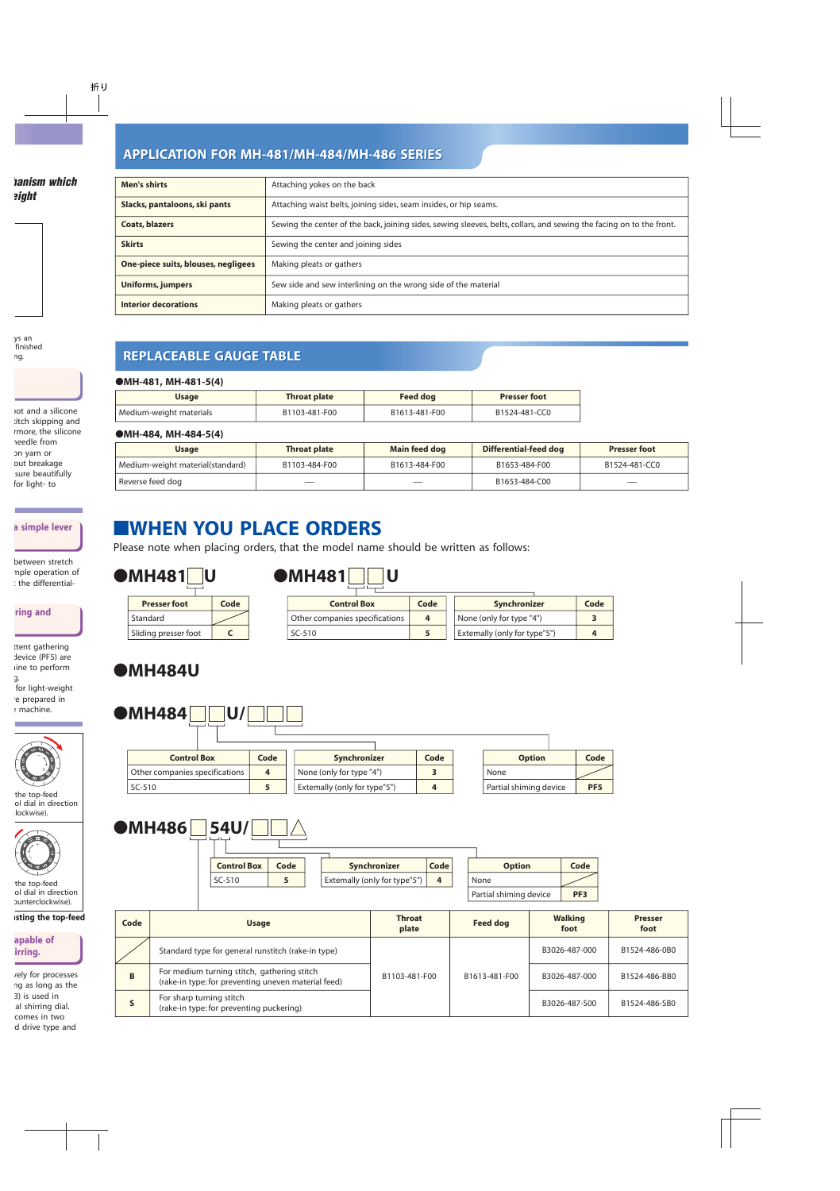## APPLICATION FOR MH-481/MH-484/MH-486 SERIES

| | |
|---|---|
| **Men's shirts** | Attaching yokes on the back |
| **Slacks, pantaloons, ski pants** | Attaching waist belts, joining sides, seam insides, or hip seams. |
| **Coats, blazers** | Sewing the center of the back, joining sides, sewing sleeves, belts, collars, and sewing the facing on to the front. |
| **Skirts** | Sewing the center and joining sides |
| **One-piece suits, blouses, negligees** | Making pleats or gathers |
| **Uniforms, jumpers** | Sew side and sew interlining on the wrong side of the material |
| **Interior decorations** | Making pleats or gathers |

## REPLACEABLE GAUGE TABLE

●MH-481, MH-481-5(4)

| Usage | Throat plate | Feed dog | Presser foot |
|---|---|---|---|
| Medium-weight materials | B1103-481-F00 | B1613-481-F00 | B1524-481-CC0 |

●MH-484, MH-484-5(4)

| Usage | Throat plate | Main feed dog | Differential-feed dog | Presser foot |
|---|---|---|---|---|
| Medium-weight material(standard) | B1103-484-F00 | B1613-484-F00 | B1653-484-F00 | B1524-481-CC0 |
| Reverse feed dog | — | — | B1653-484-C00 | — |

# WHEN YOU PLACE ORDERS

Please note when placing orders, that the model name should be written as follows:

### ●MH481□U

| Presser foot | Code |
|---|---|
| Standard | |
| Sliding presser foot | C |

### ●MH481□□U

| Control Box | Code |
|---|---|
| Other companies specifications | 4 |
| SC-510 | 5 |

| Synchronizer | Code |
|---|---|
| None (only for type "4") | 3 |
| Externally (only for type"5") | 4 |

### ●MH484U

### ●MH484□□U/□□□

| Control Box | Code |
|---|---|
| Other companies specifications | 4 |
| SC-510 | 5 |

| Synchronizer | Code |
|---|---|
| None (only for type "4") | 3 |
| Externally (only for type"5") | 4 |

| Option | Code |
|---|---|
| None | |
| Partial shiming device | PF5 |

### ●MH486□54U/□□△

| Control Box | Code |
|---|---|
| SC-510 | 5 |

| Synchronizer | Code |
|---|---|
| Externally (only for type"5") | 4 |

| Option | Code |
|---|---|
| None | |
| Partial shiming device | PF3 |

| Code | Usage | Throat plate | Feed dog | Walking foot | Presser foot |
|---|---|---|---|---|---|
| | Standard type for general runstitch (rake-in type) | B1103-481-F00 | B1613-481-F00 | B3026-487-000 | B1524-486-0B0 |
| B | For medium turning stitch, gathering stitch (rake-in type: for preventing uneven material feed) | B1103-481-F00 | B1613-481-F00 | B3026-487-000 | B1524-486-BB0 |
| S | For sharp turning stitch (rake-in type: for preventing puckering) | B1103-481-F00 | B1613-481-F00 | B3026-487-S00 | B1524-486-SB0 |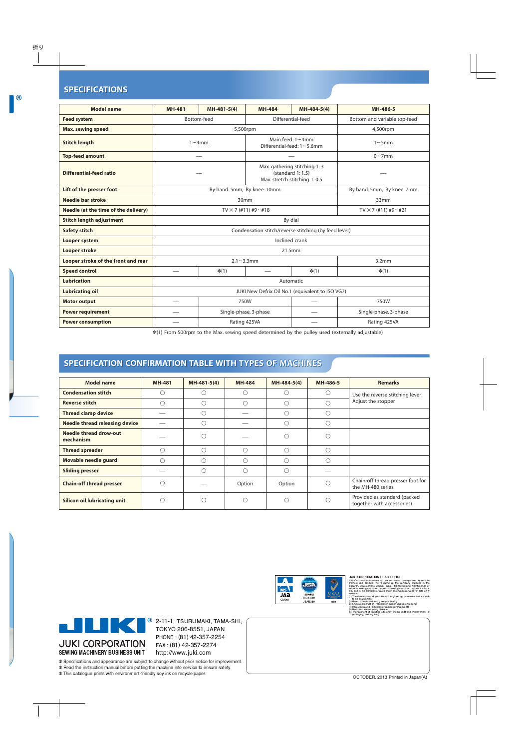## SPECIFICATIONS

| Model name | MH-481 | MH-481-5(4) | MH-484 | MH-484-5(4) | MH-486-5 |
|---|---|---|---|---|---|
| Feed system | Bottom-feed | | Differential-feed | | Bottom and variable top-feed |
| Max. sewing speed | 5,500rpm | | | | 4,500rpm |
| Stitch length | 1~4mm | | Main feed: 1~4mm Differential-feed: 1~5.6mm | | 1~5mm |
| Top-feed amount | — | | — | | 0~7mm |
| Differential-feed ratio | — | | Max. gathering stitching 1:3 (standard 1:1.5) Max. stretch stitching 1:0.5 | | — |
| Lift of the presser foot | By hand: 5mm, By knee: 10mm | | | | By hand: 5mm, By knee: 7mm |
| Needle bar stroke | 30mm | | | | 33mm |
| Needle (at the time of the delivery) | TV×7 (#11) #9~#18 | | | | TV×7 (#11) #9~#21 |
| Stitch length adjustment | By dial | | | | |
| Safety stitch | Condensation stitch/reverse stitching (by feed lever) | | | | |
| Looper system | Inclined crank | | | | |
| Looper stroke | 21.5mm | | | | |
| Looper stroke of the front and rear | 2.1~3.3mm | | | | 3.2mm |
| Speed control | — | ✻(1) | — | ✻(1) | ✻(1) |
| Lubrication | Automatic | | | | |
| Lubricating oil | JUKI New Defrix Oil No.1 (equivalent to ISO VG7) | | | | |
| Motor output | — | 750W | | — | 750W |
| Power requirement | — | Single-phase, 3-phase | | — | Single-phase, 3-phase |
| Power consumption | — | Rating 425VA | | — | Rating 425VA |

✻(1) From 500rpm to the Max. sewing speed determined by the pulley used (externally adjustable)

## SPECIFICATION CONFIRMATION TABLE WITH TYPES OF MACHINES

| Model name | MH-481 | MH-481-5(4) | MH-484 | MH-484-5(4) | MH-486-5 | Remarks |
|---|---|---|---|---|---|---|
| Condensation stitch | ○ | ○ | ○ | ○ | ○ | Use the reverse stitching lever |
| Reverse stitch | ○ | ○ | ○ | ○ | ○ | Adjust the stopper |
| Thread clamp device | — | ○ | — | ○ | ○ | |
| Needle thread releasing device | — | ○ | — | ○ | ○ | |
| Needle thread drow-out mechanism | — | ○ | — | ○ | ○ | |
| Thread spreader | ○ | ○ | ○ | ○ | ○ | |
| Movable needle guard | ○ | ○ | ○ | ○ | ○ | |
| Sliding presser | — | ○ | ○ | ○ | — | |
| Chain-off thread presser | ○ | — | Option | Option | ○ | Chain-off thread presser foot for the MH-480 series |
| Silicon oil lubricating unit | ○ | ○ | ○ | ○ | ○ | Provided as standard (packed together with accessories) |

**JUKI CORPORATION HEAD OFFICE**
Juki Corporation operates an environmental management system to promote and conduct the following at the company engaged in the research, development, design, sales, distribution and maintenance of industrial sewing machines, household sewing machines, industrial robots, etc. and in the provision of sales and maintenance services for data entry systems.
(1) The development of products and engineering processes that are safe to the environment
(2) Green procurement and green purchasing
(3) Energy conservation (reduction in carbon-dioxide emissions)
(4) Resource saving (reduction of paper purchases, etc.)
(5) Reduction and recycling of waste
(6) Improvement of logistical efficiency (modal shift and improvement of packaging, packing, etc.)

JAB CM001 · EMS ISO14001 JSAE389 · UKAS 089

**JUKI CORPORATION**
SEWING MACHINERY BUSINESS UNIT

2-11-1, TSURUMAKI, TAMA-SHI,
TOKYO 206-8551, JAPAN
PHONE : (81) 42-357-2254
FAX : (81) 42-357-2274
http://www.juki.com

✻ Specifications and appearance are subject to change without prior notice for improvement.
✻ Read the instruction manual before putting the machine into service to ensure safety.
✻ This catalogue prints with environment-friendly soy ink on recycle paper.

OCTOBER, 2013 Printed in Japan(A)